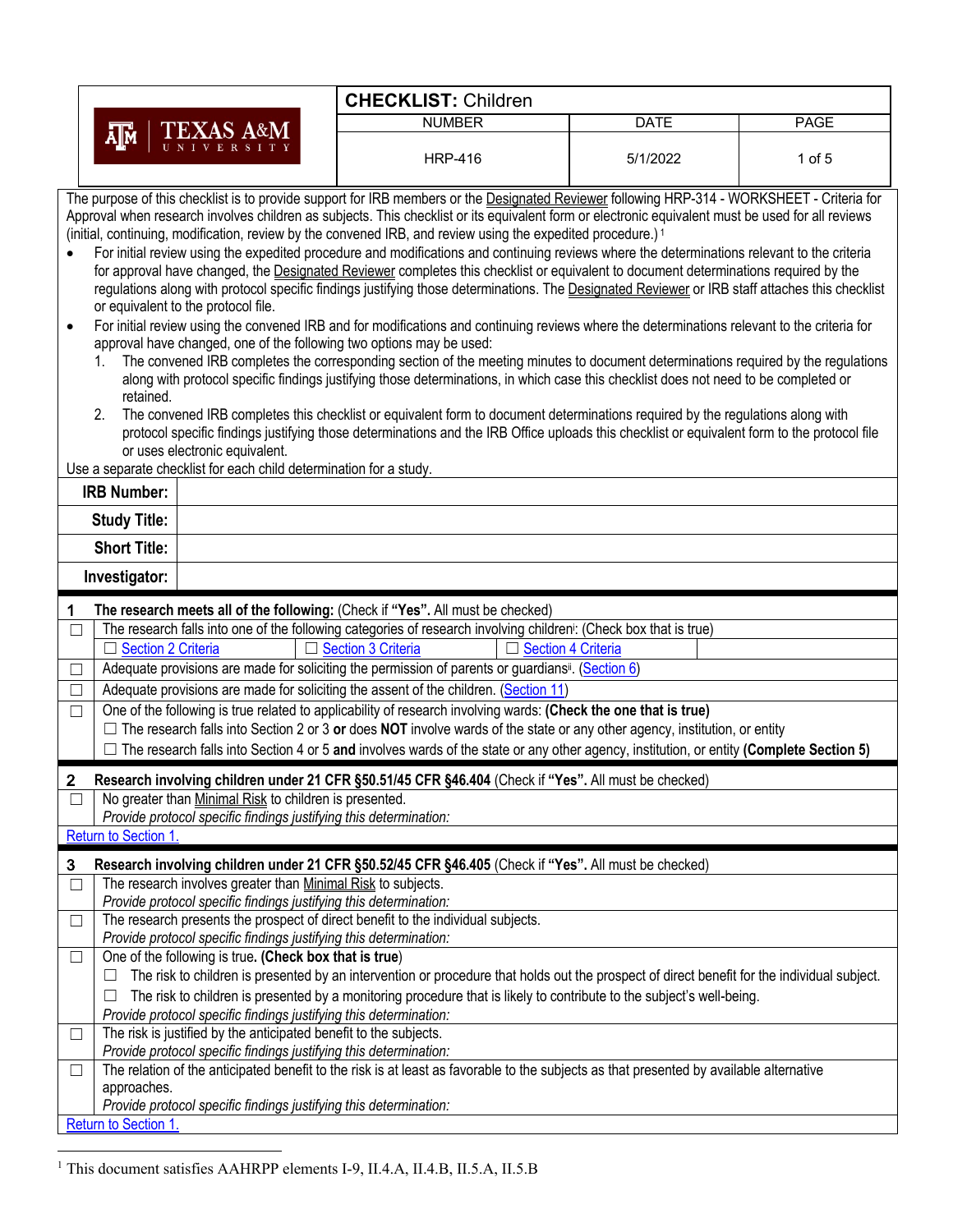| Texas A&M University | **CHECKLIST:** Children | | |
|---|---|---|---|
| | NUMBER | DATE | PAGE |
| | HRP-416 | 5/1/2022 | 1 of 5 |

The purpose of this checklist is to provide support for IRB members or the Designated Reviewer following HRP-314 - WORKSHEET - Criteria for Approval when research involves children as subjects. This checklist or its equivalent form or electronic equivalent must be used for all reviews (initial, continuing, modification, review by the convened IRB, and review using the expedited procedure.)[1]

- For initial review using the expedited procedure and modifications and continuing reviews where the determinations relevant to the criteria for approval have changed, the Designated Reviewer completes this checklist or equivalent to document determinations required by the regulations along with protocol specific findings justifying those determinations. The Designated Reviewer or IRB staff attaches this checklist or equivalent to the protocol file.
- For initial review using the convened IRB and for modifications and continuing reviews where the determinations relevant to the criteria for approval have changed, one of the following two options may be used:
  1. The convened IRB completes the corresponding section of the meeting minutes to document determinations required by the regulations along with protocol specific findings justifying those determinations, in which case this checklist does not need to be completed or retained.
  2. The convened IRB completes this checklist or equivalent form to document determinations required by the regulations along with protocol specific findings justifying those determinations and the IRB Office uploads this checklist or equivalent form to the protocol file or uses electronic equivalent.

Use a separate checklist for each child determination for a study.

| | |
|---|---|
| **IRB Number:** | |
| **Study Title:** | |
| **Short Title:** | |
| **Investigator:** | |

| **1** | **The research meets all of the following:** (Check if **"Yes"**. All must be checked) |
|---|---|
| ☐ | The research falls into one of the following categories of research involving children[i]: (Check box that is true)<br>☐ Section 2 Criteria ☐ Section 3 Criteria ☐ Section 4 Criteria |
| ☐ | Adequate provisions are made for soliciting the permission of parents or guardians[ii]. (Section 6) |
| ☐ | Adequate provisions are made for soliciting the assent of the children. (Section 11) |
| ☐ | One of the following is true related to applicability of research involving wards: **(Check the one that is true)**<br>☐ The research falls into Section 2 or 3 **or** does **NOT** involve wards of the state or any other agency, institution, or entity<br>☐ The research falls into Section 4 or 5 **and** involves wards of the state or any other agency, institution, or entity **(Complete Section 5)** |

| **2** | **Research involving children under 21 CFR §50.51/45 CFR §46.404** (Check if **"Yes"**. All must be checked) |
|---|---|
| ☐ | No greater than Minimal Risk to children is presented.<br>*Provide protocol specific findings justifying this determination:* |

Return to Section 1.

| **3** | **Research involving children under 21 CFR §50.52/45 CFR §46.405** (Check if **"Yes"**. All must be checked) |
|---|---|
| ☐ | The research involves greater than Minimal Risk to subjects.<br>*Provide protocol specific findings justifying this determination:* |
| ☐ | The research presents the prospect of direct benefit to the individual subjects.<br>*Provide protocol specific findings justifying this determination:* |
| ☐ | One of the following is true. **(Check box that is true)**<br>☐ The risk to children is presented by an intervention or procedure that holds out the prospect of direct benefit for the individual subject.<br>☐ The risk to children is presented by a monitoring procedure that is likely to contribute to the subject's well-being.<br>*Provide protocol specific findings justifying this determination:* |
| ☐ | The risk is justified by the anticipated benefit to the subjects.<br>*Provide protocol specific findings justifying this determination:* |
| ☐ | The relation of the anticipated benefit to the risk is at least as favorable to the subjects as that presented by available alternative approaches.<br>*Provide protocol specific findings justifying this determination:* |

Return to Section 1.

[1] This document satisfies AAHRPP elements I-9, II.4.A, II.4.B, II.5.A, II.5.B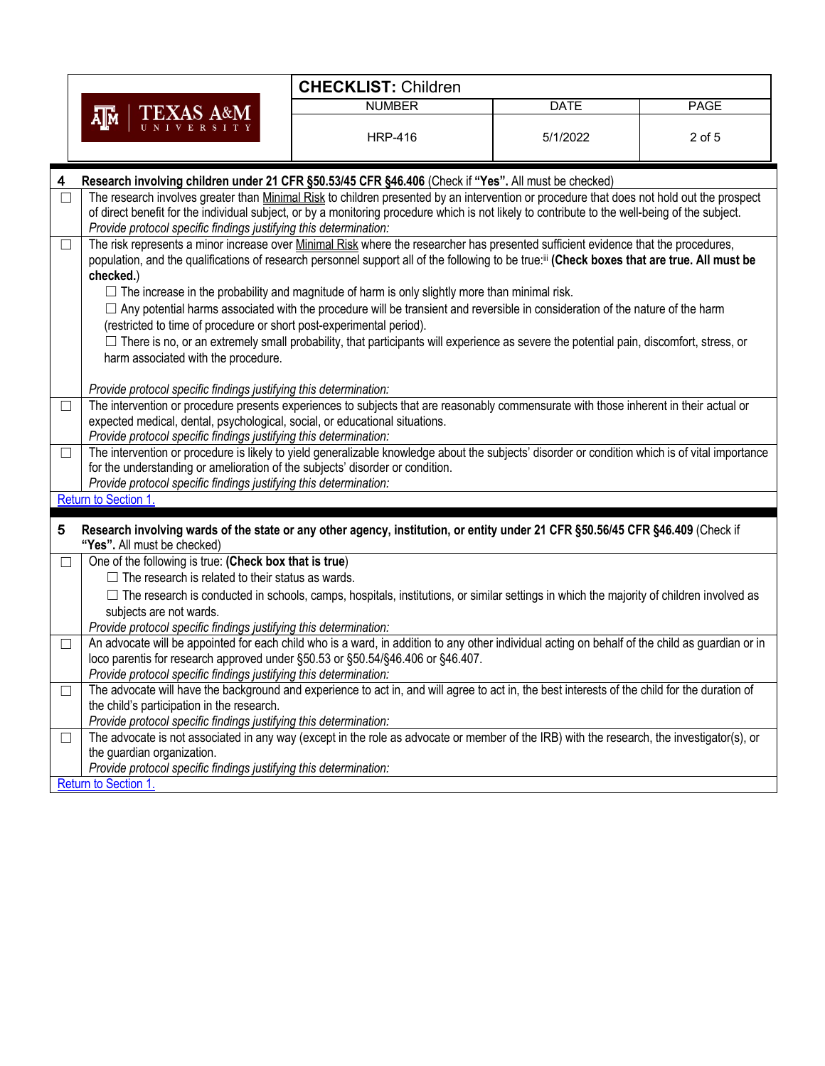| 4 | **Research involving children under 21 CFR §50.53/45 CFR §46.406** (Check if **"Yes".** All must be checked) |
|---|---|
| ☐ | The research involves greater than Minimal Risk to children presented by an intervention or procedure that does not hold out the prospect of direct benefit for the individual subject, or by a monitoring procedure which is not likely to contribute to the well-being of the subject.<br>*Provide protocol specific findings justifying this determination:* |
| ☐ | The risk represents a minor increase over Minimal Risk where the researcher has presented sufficient evidence that the procedures, population, and the qualifications of research personnel support all of the following to be true:[iii] **(Check boxes that are true. All must be checked.)**<br>☐ The increase in the probability and magnitude of harm is only slightly more than minimal risk.<br>☐ Any potential harms associated with the procedure will be transient and reversible in consideration of the nature of the harm (restricted to time of procedure or short post-experimental period).<br>☐ There is no, or an extremely small probability, that participants will experience as severe the potential pain, discomfort, stress, or harm associated with the procedure.<br><br>*Provide protocol specific findings justifying this determination:* |
| ☐ | The intervention or procedure presents experiences to subjects that are reasonably commensurate with those inherent in their actual or expected medical, dental, psychological, social, or educational situations.<br>*Provide protocol specific findings justifying this determination:* |
| ☐ | The intervention or procedure is likely to yield generalizable knowledge about the subjects' disorder or condition which is of vital importance for the understanding or amelioration of the subjects' disorder or condition.<br>*Provide protocol specific findings justifying this determination:* |
| Return to Section 1. | |

| 5 | **Research involving wards of the state or any other agency, institution, or entity under 21 CFR §50.56/45 CFR §46.409** (Check if **"Yes".** All must be checked) |
|---|---|
| ☐ | One of the following is true: **(Check box that is true)**<br>☐ The research is related to their status as wards.<br>☐ The research is conducted in schools, camps, hospitals, institutions, or similar settings in which the majority of children involved as subjects are not wards.<br>*Provide protocol specific findings justifying this determination:* |
| ☐ | An advocate will be appointed for each child who is a ward, in addition to any other individual acting on behalf of the child as guardian or in loco parentis for research approved under §50.53 or §50.54/§46.406 or §46.407.<br>*Provide protocol specific findings justifying this determination:* |
| ☐ | The advocate will have the background and experience to act in, and will agree to act in, the best interests of the child for the duration of the child's participation in the research.<br>*Provide protocol specific findings justifying this determination:* |
| ☐ | The advocate is not associated in any way (except in the role as advocate or member of the IRB) with the research, the investigator(s), or the guardian organization.<br>*Provide protocol specific findings justifying this determination:* |
| Return to Section 1. | |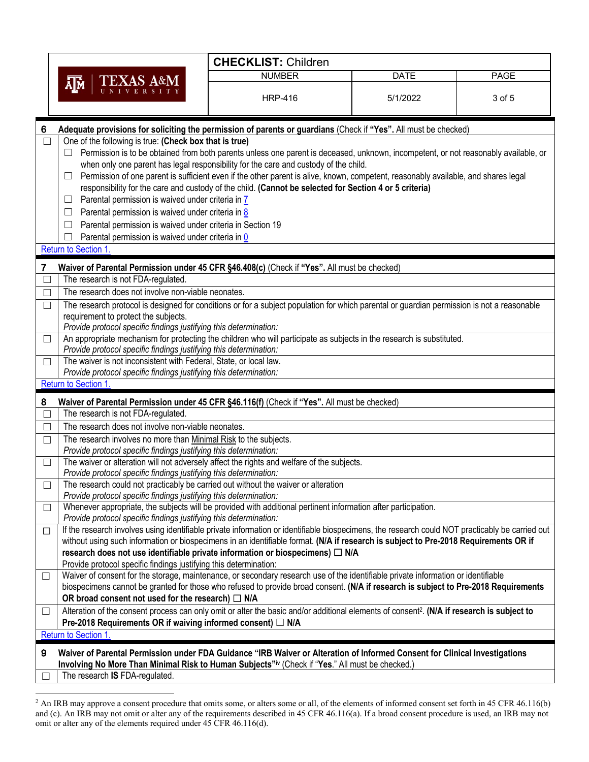| 6 | **Adequate provisions for soliciting the permission of parents or guardians** (Check if **"Yes"**. All must be checked) |
|---|---|
| ☐ | One of the following is true: **(Check box that is true)**<br>☐ Permission is to be obtained from both parents unless one parent is deceased, unknown, incompetent, or not reasonably available, or when only one parent has legal responsibility for the care and custody of the child.<br>☐ Permission of one parent is sufficient even if the other parent is alive, known, competent, reasonably available, and shares legal responsibility for the care and custody of the child. **(Cannot be selected for Section 4 or 5 criteria)**<br>☐ Parental permission is waived under criteria in 7<br>☐ Parental permission is waived under criteria in 8<br>☐ Parental permission is waived under criteria in Section 19<br>☐ Parental permission is waived under criteria in 0 |
| | Return to Section 1. |

| 7 | **Waiver of Parental Permission under 45 CFR §46.408(c)** (Check if **"Yes"**. All must be checked) |
|---|---|
| ☐ | The research is not FDA-regulated. |
| ☐ | The research does not involve non-viable neonates. |
| ☐ | The research protocol is designed for conditions or for a subject population for which parental or guardian permission is not a reasonable requirement to protect the subjects.<br>*Provide protocol specific findings justifying this determination:* |
| ☐ | An appropriate mechanism for protecting the children who will participate as subjects in the research is substituted.<br>*Provide protocol specific findings justifying this determination:* |
| ☐ | The waiver is not inconsistent with Federal, State, or local law.<br>*Provide protocol specific findings justifying this determination:* |
| | Return to Section 1. |

| 8 | **Waiver of Parental Permission under 45 CFR §46.116(f)** (Check if **"Yes"**. All must be checked) |
|---|---|
| ☐ | The research is not FDA-regulated. |
| ☐ | The research does not involve non-viable neonates. |
| ☐ | The research involves no more than Minimal Risk to the subjects.<br>*Provide protocol specific findings justifying this determination:* |
| ☐ | The waiver or alteration will not adversely affect the rights and welfare of the subjects.<br>*Provide protocol specific findings justifying this determination:* |
| ☐ | The research could not practicably be carried out without the waiver or alteration<br>*Provide protocol specific findings justifying this determination:* |
| ☐ | Whenever appropriate, the subjects will be provided with additional pertinent information after participation.<br>*Provide protocol specific findings justifying this determination:* |
| ☐ | If the research involves using identifiable private information or identifiable biospecimens, the research could NOT practicably be carried out without using such information or biospecimens in an identifiable format. **(N/A if research is subject to Pre-2018 Requirements OR if research does not use identifiable private information or biospecimens) ☐ N/A**<br>Provide protocol specific findings justifying this determination: |
| ☐ | Waiver of consent for the storage, maintenance, or secondary research use of the identifiable private information or identifiable biospecimens cannot be granted for those who refused to provide broad consent. **(N/A if research is subject to Pre-2018 Requirements OR broad consent not used for the research) ☐ N/A** |
| ☐ | Alteration of the consent process can only omit or alter the basic and/or additional elements of consent[2]. **(N/A if research is subject to Pre-2018 Requirements OR if waiving informed consent) ☐ N/A** |
| | Return to Section 1. |

| 9 | **Waiver of Parental Permission under FDA Guidance "IRB Waiver or Alteration of Informed Consent for Clinical Investigations Involving No More Than Minimal Risk to Human Subjects"[iv]** (Check if "**Yes**." All must be checked.) |
|---|---|
| ☐ | The research **IS** FDA-regulated. |

[2] An IRB may approve a consent procedure that omits some, or alters some or all, of the elements of informed consent set forth in 45 CFR 46.116(b) and (c). An IRB may not omit or alter any of the requirements described in 45 CFR 46.116(a). If a broad consent procedure is used, an IRB may not omit or alter any of the elements required under 45 CFR 46.116(d).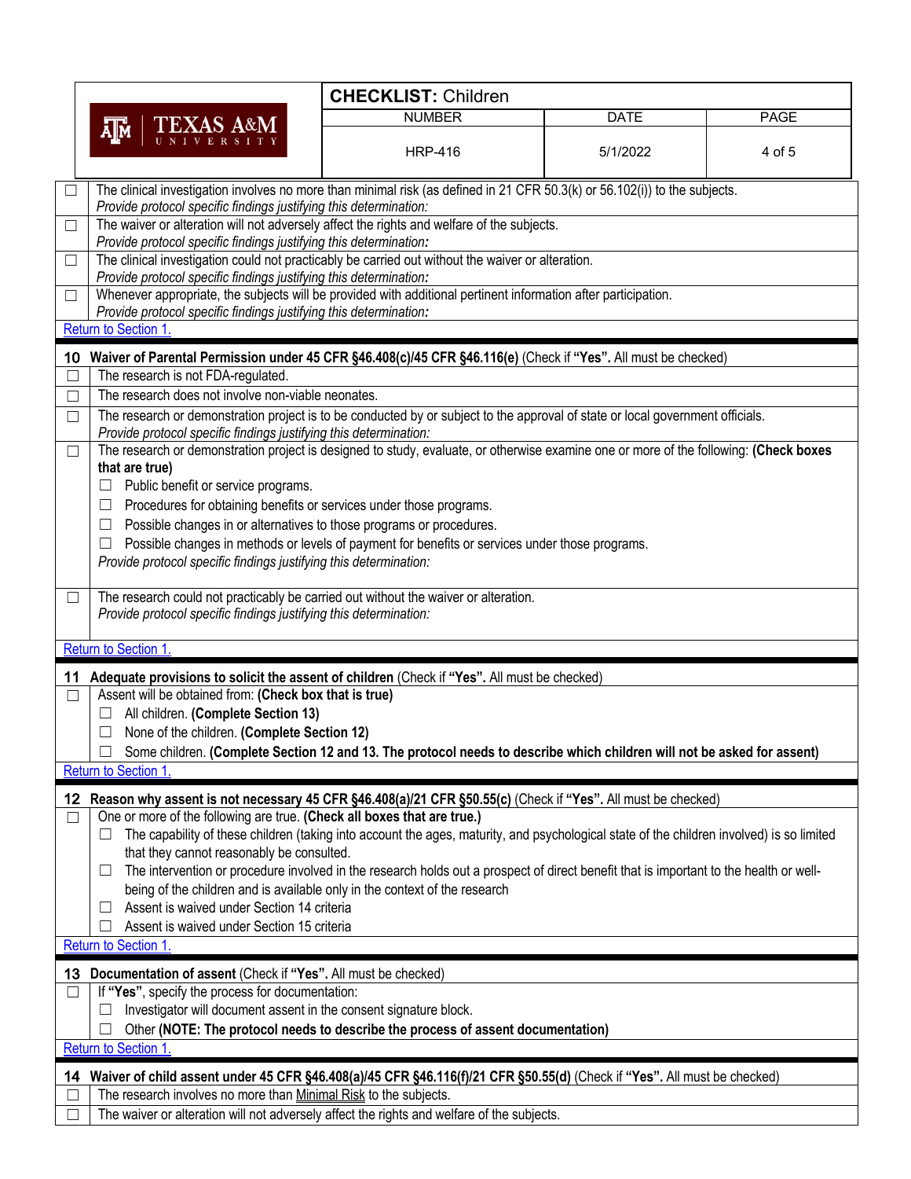| ☐ | The clinical investigation involves no more than minimal risk (as defined in 21 CFR 50.3(k) or 56.102(i)) to the subjects.<br>*Provide protocol specific findings justifying this determination:* |
|---|---|
| ☐ | The waiver or alteration will not adversely affect the rights and welfare of the subjects.<br>*Provide protocol specific findings justifying this determination:* |
| ☐ | The clinical investigation could not practicably be carried out without the waiver or alteration.<br>*Provide protocol specific findings justifying this determination:* |
| ☐ | Whenever appropriate, the subjects will be provided with additional pertinent information after participation.<br>*Provide protocol specific findings justifying this determination:* |

Return to Section 1.

### 10 Waiver of Parental Permission under 45 CFR §46.408(c)/45 CFR §46.116(e) (Check if **"Yes"**. All must be checked)

| ☐ | The research is not FDA-regulated. |
|---|---|
| ☐ | The research does not involve non-viable neonates. |
| ☐ | The research or demonstration project is to be conducted by or subject to the approval of state or local government officials.<br>*Provide protocol specific findings justifying this determination:* |
| ☐ | The research or demonstration project is designed to study, evaluate, or otherwise examine one or more of the following: **(Check boxes that are true)**<br>☐ Public benefit or service programs.<br>☐ Procedures for obtaining benefits or services under those programs.<br>☐ Possible changes in or alternatives to those programs or procedures.<br>☐ Possible changes in methods or levels of payment for benefits or services under those programs.<br>*Provide protocol specific findings justifying this determination:* |
| ☐ | The research could not practicably be carried out without the waiver or alteration.<br>*Provide protocol specific findings justifying this determination:* |

Return to Section 1.

### 11 Adequate provisions to solicit the assent of children (Check if **"Yes"**. All must be checked)

| ☐ | Assent will be obtained from: **(Check box that is true)**<br>☐ All children. **(Complete Section 13)**<br>☐ None of the children. **(Complete Section 12)**<br>☐ Some children. **(Complete Section 12 and 13. The protocol needs to describe which children will not be asked for assent)** |
|---|---|

Return to Section 1.

### 12 Reason why assent is not necessary 45 CFR §46.408(a)/21 CFR §50.55(c) (Check if **"Yes"**. All must be checked)

| ☐ | One or more of the following are true. **(Check all boxes that are true.)**<br>☐ The capability of these children (taking into account the ages, maturity, and psychological state of the children involved) is so limited that they cannot reasonably be consulted.<br>☐ The intervention or procedure involved in the research holds out a prospect of direct benefit that is important to the health or well-being of the children and is available only in the context of the research<br>☐ Assent is waived under Section 14 criteria<br>☐ Assent is waived under Section 15 criteria |
|---|---|

Return to Section 1.

### 13 Documentation of assent (Check if **"Yes"**. All must be checked)

| ☐ | If **"Yes"**, specify the process for documentation:<br>☐ Investigator will document assent in the consent signature block.<br>☐ Other **(NOTE: The protocol needs to describe the process of assent documentation)** |
|---|---|

Return to Section 1.

### 14 Waiver of child assent under 45 CFR §46.408(a)/45 CFR §46.116(f)/21 CFR §50.55(d) (Check if **"Yes"**. All must be checked)

| ☐ | The research involves no more than Minimal Risk to the subjects. |
|---|---|
| ☐ | The waiver or alteration will not adversely affect the rights and welfare of the subjects. |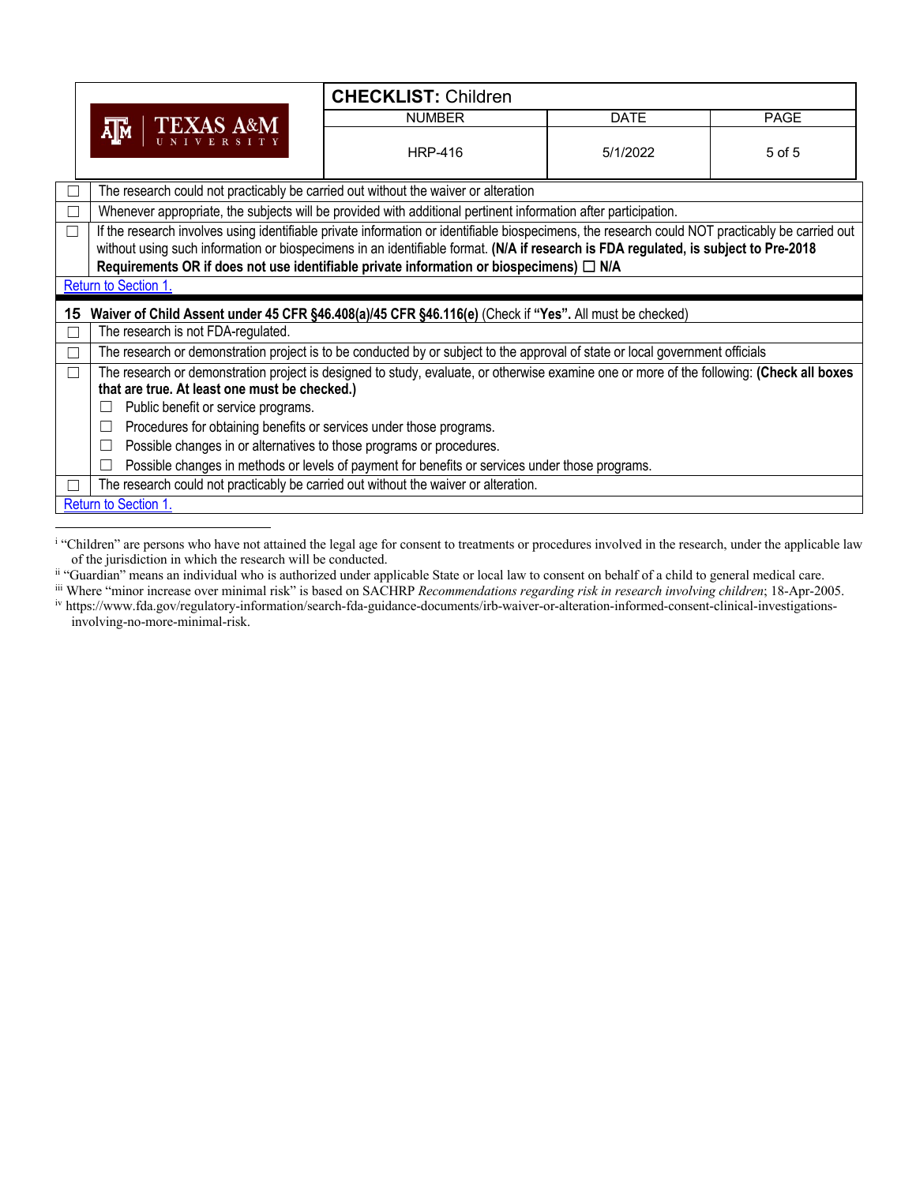| | |
|---|---|
| ☐ | The research could not practicably be carried out without the waiver or alteration |
| ☐ | Whenever appropriate, the subjects will be provided with additional pertinent information after participation. |
| ☐ | If the research involves using identifiable private information or identifiable biospecimens, the research could NOT practicably be carried out without using such information or biospecimens in an identifiable format. **(N/A if research is FDA regulated, is subject to Pre-2018 Requirements OR if does not use identifiable private information or biospecimens)** ☐ **N/A** |

[Return to Section 1.](#)

| | |
|---|---|
| **15** | **Waiver of Child Assent under 45 CFR §46.408(a)/45 CFR §46.116(e)** (Check if **"Yes"**. All must be checked) |
| ☐ | The research is not FDA-regulated. |
| ☐ | The research or demonstration project is to be conducted by or subject to the approval of state or local government officials |
| ☐ | The research or demonstration project is designed to study, evaluate, or otherwise examine one or more of the following: **(Check all boxes that are true. At least one must be checked.)**<br>☐ Public benefit or service programs.<br>☐ Procedures for obtaining benefits or services under those programs.<br>☐ Possible changes in or alternatives to those programs or procedures.<br>☐ Possible changes in methods or levels of payment for benefits or services under those programs. |
| ☐ | The research could not practicably be carried out without the waiver or alteration. |

[Return to Section 1.](#)

---

[i] "Children" are persons who have not attained the legal age for consent to treatments or procedures involved in the research, under the applicable law of the jurisdiction in which the research will be conducted.

[ii] "Guardian" means an individual who is authorized under applicable State or local law to consent on behalf of a child to general medical care.

[iii] Where "minor increase over minimal risk" is based on SACHRP *Recommendations regarding risk in research involving children*; 18-Apr-2005.

[iv] https://www.fda.gov/regulatory-information/search-fda-guidance-documents/irb-waiver-or-alteration-informed-consent-clinical-investigations-involving-no-more-minimal-risk.